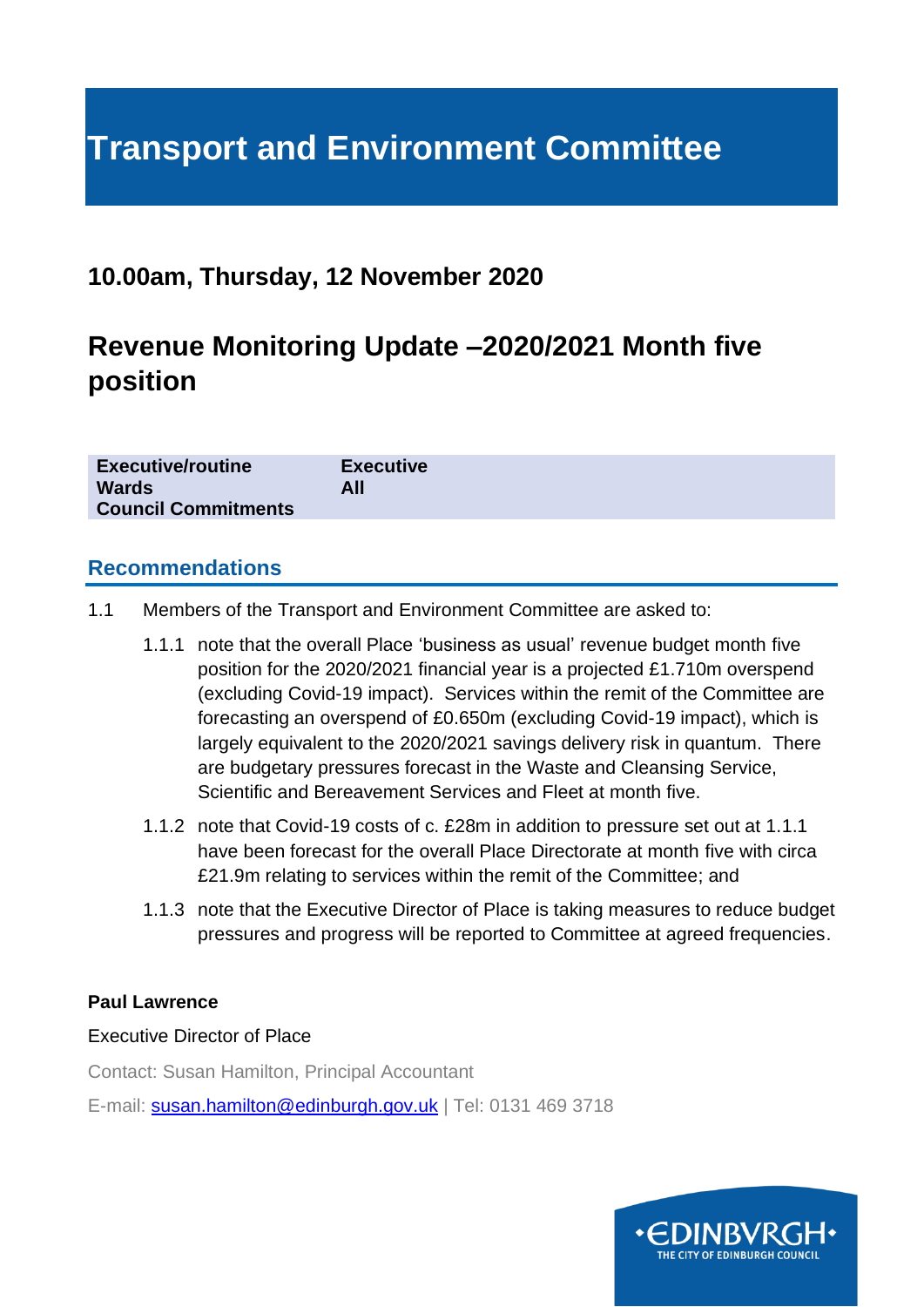# Transport and Environment Committee

## 10.00am, Thursday, 12 November 2020

## Revenue Monitoring Update –2020/2021 Month five position

| Executive/routine | Executive |
| --- | --- |
| Wards | All |
| Council Commitments | |

### Recommendations

1.1 Members of the Transport and Environment Committee are asked to:

1.1.1 note that the overall Place 'business as usual' revenue budget month five position for the 2020/2021 financial year is a projected £1.710m overspend (excluding Covid-19 impact). Services within the remit of the Committee are forecasting an overspend of £0.650m (excluding Covid-19 impact), which is largely equivalent to the 2020/2021 savings delivery risk in quantum. There are budgetary pressures forecast in the Waste and Cleansing Service, Scientific and Bereavement Services and Fleet at month five.

1.1.2 note that Covid-19 costs of c. £28m in addition to pressure set out at 1.1.1 have been forecast for the overall Place Directorate at month five with circa £21.9m relating to services within the remit of the Committee; and

1.1.3 note that the Executive Director of Place is taking measures to reduce budget pressures and progress will be reported to Committee at agreed frequencies.

**Paul Lawrence**

Executive Director of Place

Contact: Susan Hamilton, Principal Accountant

E-mail: susan.hamilton@edinburgh.gov.uk | Tel: 0131 469 3718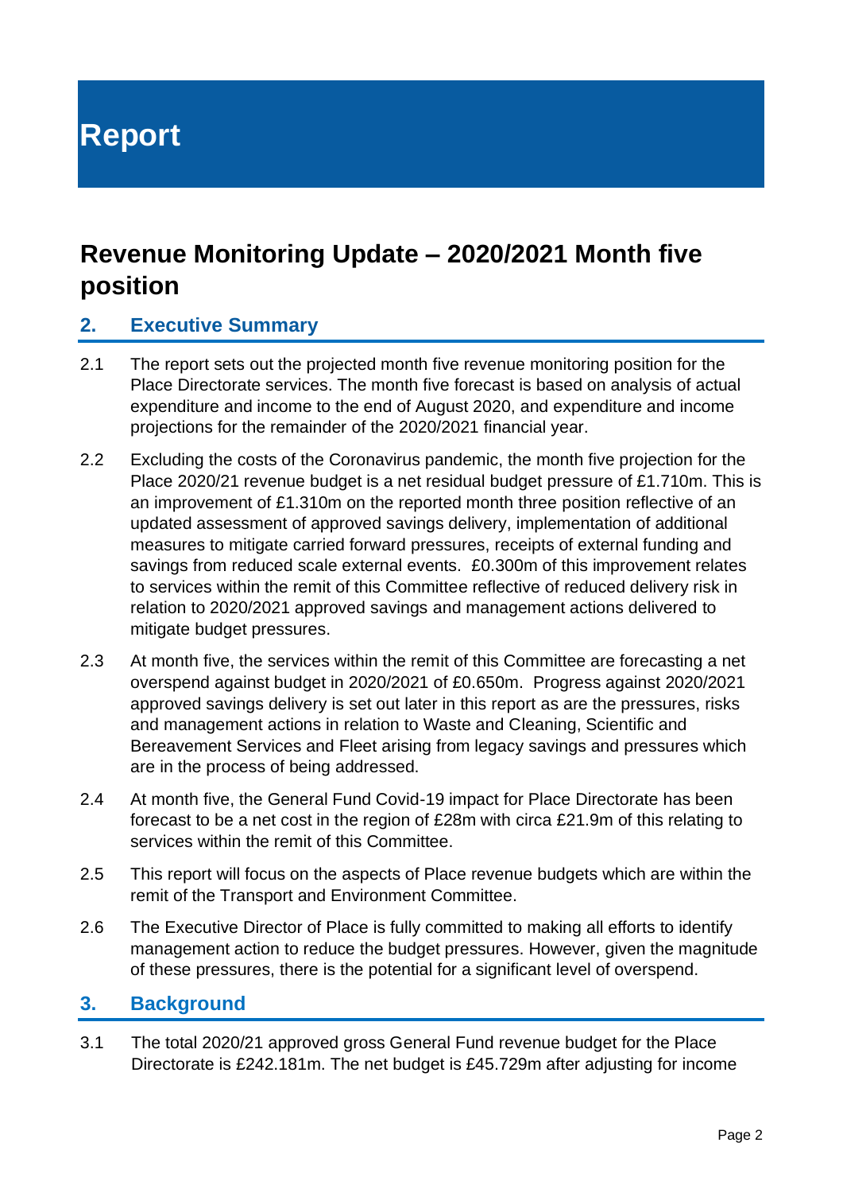# Report

## Revenue Monitoring Update – 2020/2021 Month five position

### 2. Executive Summary

2.1 The report sets out the projected month five revenue monitoring position for the Place Directorate services. The month five forecast is based on analysis of actual expenditure and income to the end of August 2020, and expenditure and income projections for the remainder of the 2020/2021 financial year.

2.2 Excluding the costs of the Coronavirus pandemic, the month five projection for the Place 2020/21 revenue budget is a net residual budget pressure of £1.710m. This is an improvement of £1.310m on the reported month three position reflective of an updated assessment of approved savings delivery, implementation of additional measures to mitigate carried forward pressures, receipts of external funding and savings from reduced scale external events. £0.300m of this improvement relates to services within the remit of this Committee reflective of reduced delivery risk in relation to 2020/2021 approved savings and management actions delivered to mitigate budget pressures.

2.3 At month five, the services within the remit of this Committee are forecasting a net overspend against budget in 2020/2021 of £0.650m. Progress against 2020/2021 approved savings delivery is set out later in this report as are the pressures, risks and management actions in relation to Waste and Cleaning, Scientific and Bereavement Services and Fleet arising from legacy savings and pressures which are in the process of being addressed.

2.4 At month five, the General Fund Covid-19 impact for Place Directorate has been forecast to be a net cost in the region of £28m with circa £21.9m of this relating to services within the remit of this Committee.

2.5 This report will focus on the aspects of Place revenue budgets which are within the remit of the Transport and Environment Committee.

2.6 The Executive Director of Place is fully committed to making all efforts to identify management action to reduce the budget pressures. However, given the magnitude of these pressures, there is the potential for a significant level of overspend.

### 3. Background

3.1 The total 2020/21 approved gross General Fund revenue budget for the Place Directorate is £242.181m. The net budget is £45.729m after adjusting for income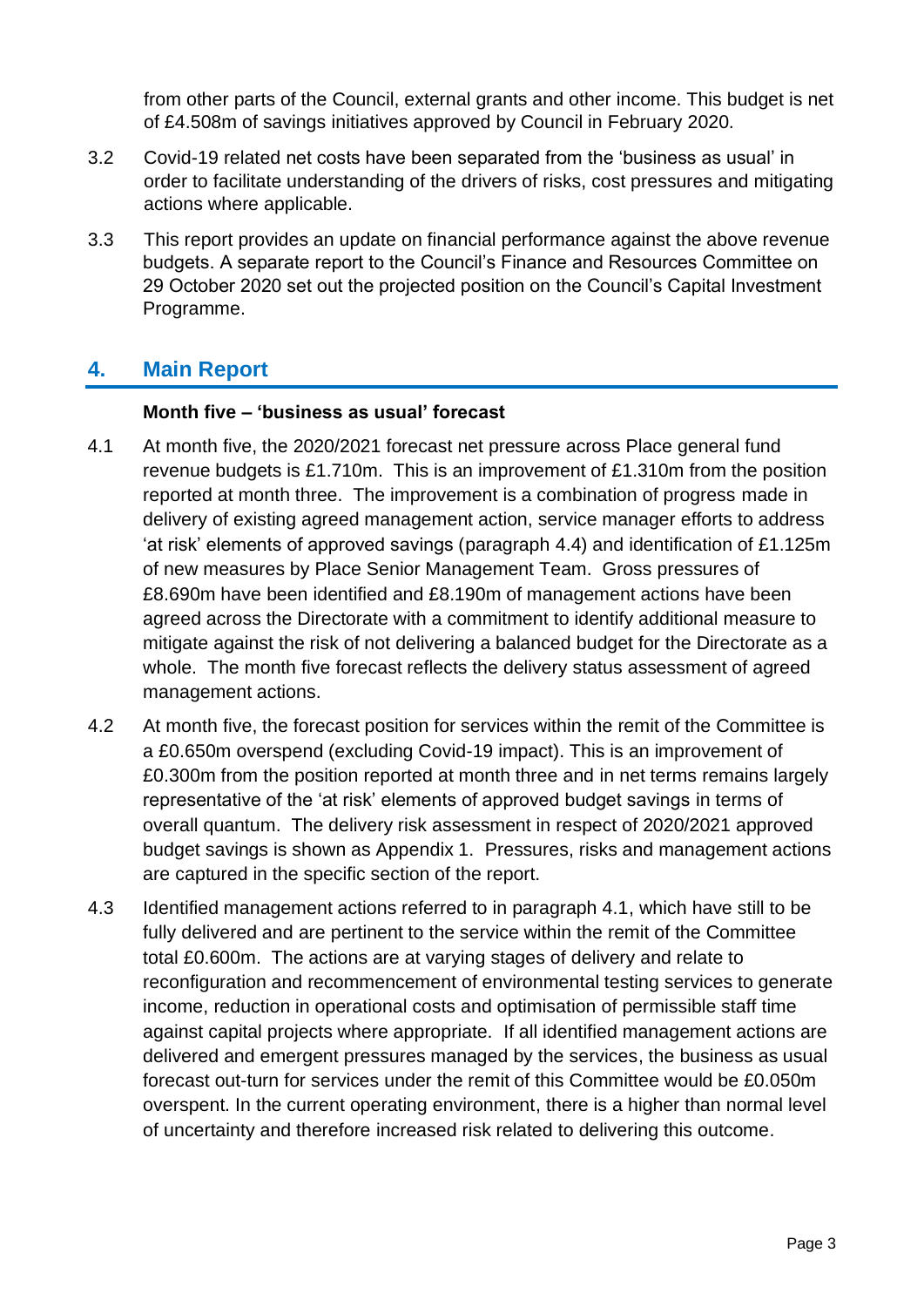from other parts of the Council, external grants and other income. This budget is net of £4.508m of savings initiatives approved by Council in February 2020.

3.2 Covid-19 related net costs have been separated from the 'business as usual' in order to facilitate understanding of the drivers of risks, cost pressures and mitigating actions where applicable.

3.3 This report provides an update on financial performance against the above revenue budgets. A separate report to the Council's Finance and Resources Committee on 29 October 2020 set out the projected position on the Council's Capital Investment Programme.

## 4. Main Report

**Month five – 'business as usual' forecast**

4.1 At month five, the 2020/2021 forecast net pressure across Place general fund revenue budgets is £1.710m. This is an improvement of £1.310m from the position reported at month three. The improvement is a combination of progress made in delivery of existing agreed management action, service manager efforts to address 'at risk' elements of approved savings (paragraph 4.4) and identification of £1.125m of new measures by Place Senior Management Team. Gross pressures of £8.690m have been identified and £8.190m of management actions have been agreed across the Directorate with a commitment to identify additional measure to mitigate against the risk of not delivering a balanced budget for the Directorate as a whole. The month five forecast reflects the delivery status assessment of agreed management actions.

4.2 At month five, the forecast position for services within the remit of the Committee is a £0.650m overspend (excluding Covid-19 impact). This is an improvement of £0.300m from the position reported at month three and in net terms remains largely representative of the 'at risk' elements of approved budget savings in terms of overall quantum. The delivery risk assessment in respect of 2020/2021 approved budget savings is shown as Appendix 1. Pressures, risks and management actions are captured in the specific section of the report.

4.3 Identified management actions referred to in paragraph 4.1, which have still to be fully delivered and are pertinent to the service within the remit of the Committee total £0.600m. The actions are at varying stages of delivery and relate to reconfiguration and recommencement of environmental testing services to generate income, reduction in operational costs and optimisation of permissible staff time against capital projects where appropriate. If all identified management actions are delivered and emergent pressures managed by the services, the business as usual forecast out-turn for services under the remit of this Committee would be £0.050m overspent. In the current operating environment, there is a higher than normal level of uncertainty and therefore increased risk related to delivering this outcome.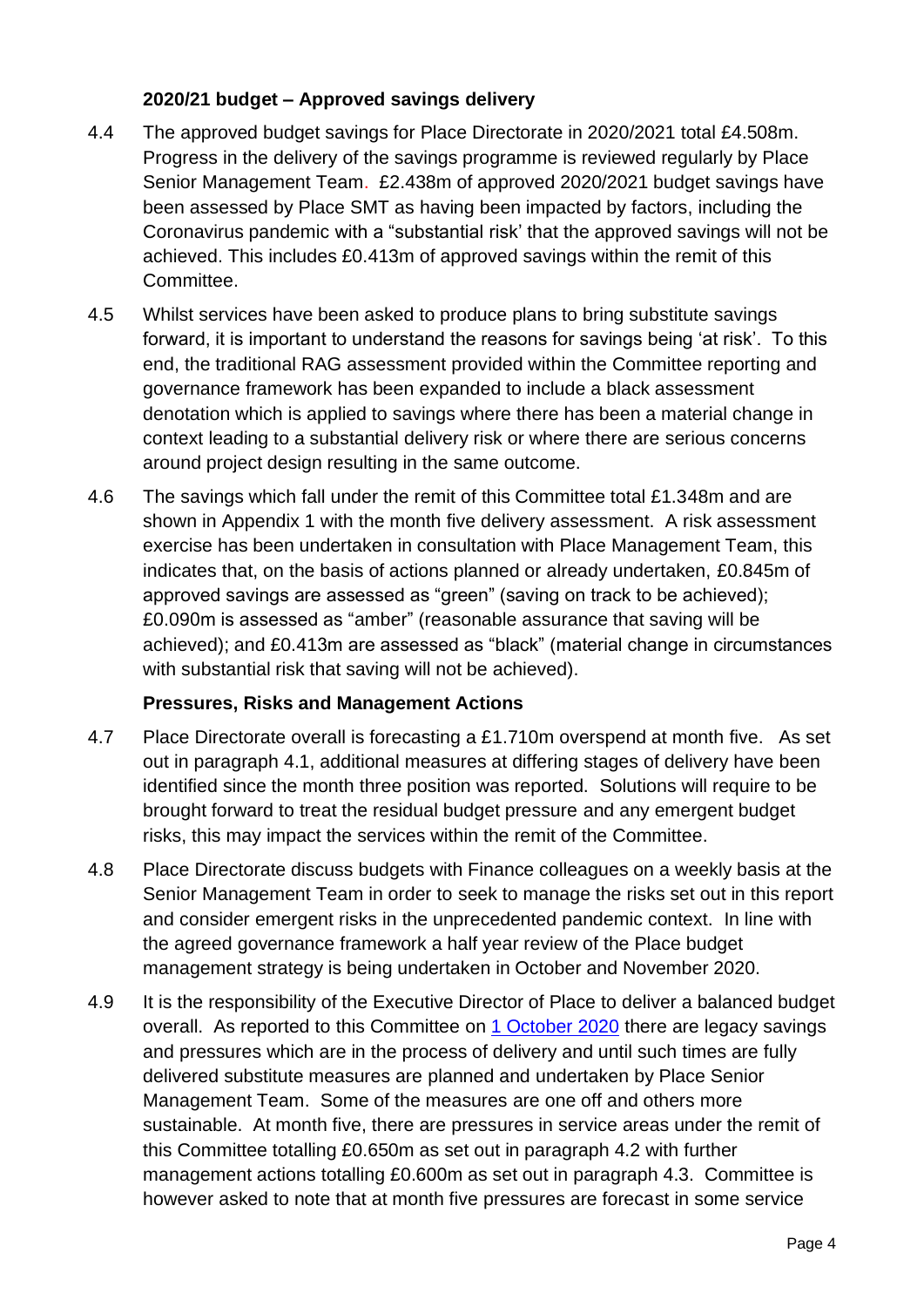### 2020/21 budget – Approved savings delivery

4.4 The approved budget savings for Place Directorate in 2020/2021 total £4.508m. Progress in the delivery of the savings programme is reviewed regularly by Place Senior Management Team. £2.438m of approved 2020/2021 budget savings have been assessed by Place SMT as having been impacted by factors, including the Coronavirus pandemic with a "substantial risk' that the approved savings will not be achieved. This includes £0.413m of approved savings within the remit of this Committee.

4.5 Whilst services have been asked to produce plans to bring substitute savings forward, it is important to understand the reasons for savings being 'at risk'. To this end, the traditional RAG assessment provided within the Committee reporting and governance framework has been expanded to include a black assessment denotation which is applied to savings where there has been a material change in context leading to a substantial delivery risk or where there are serious concerns around project design resulting in the same outcome.

4.6 The savings which fall under the remit of this Committee total £1.348m and are shown in Appendix 1 with the month five delivery assessment. A risk assessment exercise has been undertaken in consultation with Place Management Team, this indicates that, on the basis of actions planned or already undertaken, £0.845m of approved savings are assessed as "green" (saving on track to be achieved); £0.090m is assessed as "amber" (reasonable assurance that saving will be achieved); and £0.413m are assessed as "black" (material change in circumstances with substantial risk that saving will not be achieved).

### Pressures, Risks and Management Actions

4.7 Place Directorate overall is forecasting a £1.710m overspend at month five. As set out in paragraph 4.1, additional measures at differing stages of delivery have been identified since the month three position was reported. Solutions will require to be brought forward to treat the residual budget pressure and any emergent budget risks, this may impact the services within the remit of the Committee.

4.8 Place Directorate discuss budgets with Finance colleagues on a weekly basis at the Senior Management Team in order to seek to manage the risks set out in this report and consider emergent risks in the unprecedented pandemic context. In line with the agreed governance framework a half year review of the Place budget management strategy is being undertaken in October and November 2020.

4.9 It is the responsibility of the Executive Director of Place to deliver a balanced budget overall. As reported to this Committee on [1 October 2020] there are legacy savings and pressures which are in the process of delivery and until such times are fully delivered substitute measures are planned and undertaken by Place Senior Management Team. Some of the measures are one off and others more sustainable. At month five, there are pressures in service areas under the remit of this Committee totalling £0.650m as set out in paragraph 4.2 with further management actions totalling £0.600m as set out in paragraph 4.3. Committee is however asked to note that at month five pressures are forecast in some service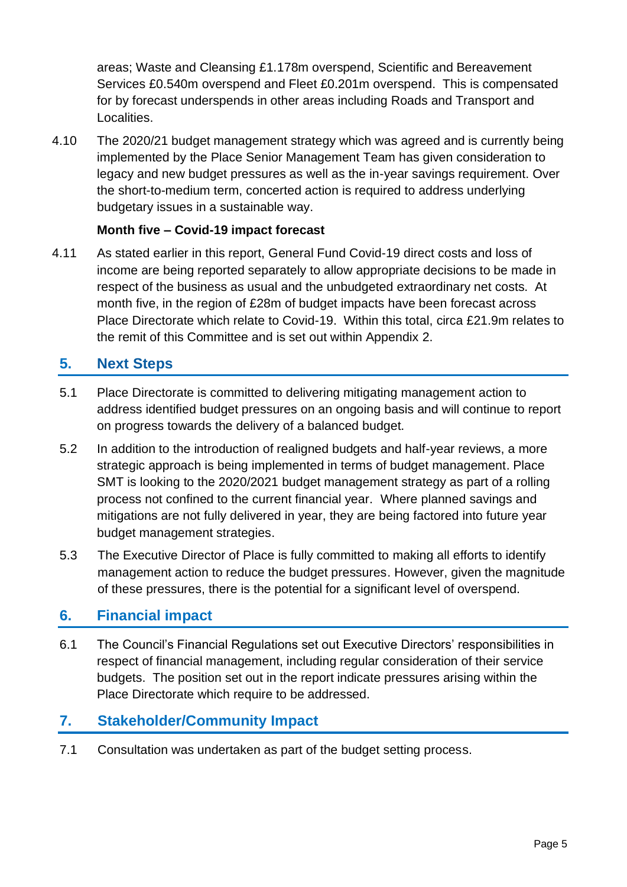areas; Waste and Cleansing £1.178m overspend, Scientific and Bereavement Services £0.540m overspend and Fleet £0.201m overspend. This is compensated for by forecast underspends in other areas including Roads and Transport and Localities.

4.10 The 2020/21 budget management strategy which was agreed and is currently being implemented by the Place Senior Management Team has given consideration to legacy and new budget pressures as well as the in-year savings requirement. Over the short-to-medium term, concerted action is required to address underlying budgetary issues in a sustainable way.

**Month five – Covid-19 impact forecast**

4.11 As stated earlier in this report, General Fund Covid-19 direct costs and loss of income are being reported separately to allow appropriate decisions to be made in respect of the business as usual and the unbudgeted extraordinary net costs. At month five, in the region of £28m of budget impacts have been forecast across Place Directorate which relate to Covid-19. Within this total, circa £21.9m relates to the remit of this Committee and is set out within Appendix 2.

## 5. Next Steps

5.1 Place Directorate is committed to delivering mitigating management action to address identified budget pressures on an ongoing basis and will continue to report on progress towards the delivery of a balanced budget.

5.2 In addition to the introduction of realigned budgets and half-year reviews, a more strategic approach is being implemented in terms of budget management. Place SMT is looking to the 2020/2021 budget management strategy as part of a rolling process not confined to the current financial year. Where planned savings and mitigations are not fully delivered in year, they are being factored into future year budget management strategies.

5.3 The Executive Director of Place is fully committed to making all efforts to identify management action to reduce the budget pressures. However, given the magnitude of these pressures, there is the potential for a significant level of overspend.

## 6. Financial impact

6.1 The Council's Financial Regulations set out Executive Directors' responsibilities in respect of financial management, including regular consideration of their service budgets. The position set out in the report indicate pressures arising within the Place Directorate which require to be addressed.

## 7. Stakeholder/Community Impact

7.1 Consultation was undertaken as part of the budget setting process.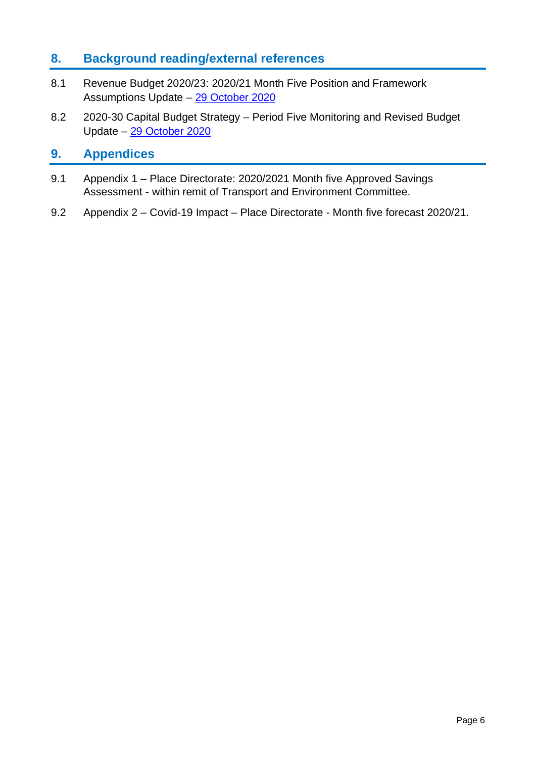## 8. Background reading/external references

8.1 Revenue Budget 2020/23: 2020/21 Month Five Position and Framework Assumptions Update – 29 October 2020

8.2 2020-30 Capital Budget Strategy – Period Five Monitoring and Revised Budget Update – 29 October 2020

## 9. Appendices

9.1 Appendix 1 – Place Directorate: 2020/2021 Month five Approved Savings Assessment - within remit of Transport and Environment Committee.

9.2 Appendix 2 – Covid-19 Impact – Place Directorate - Month five forecast 2020/21.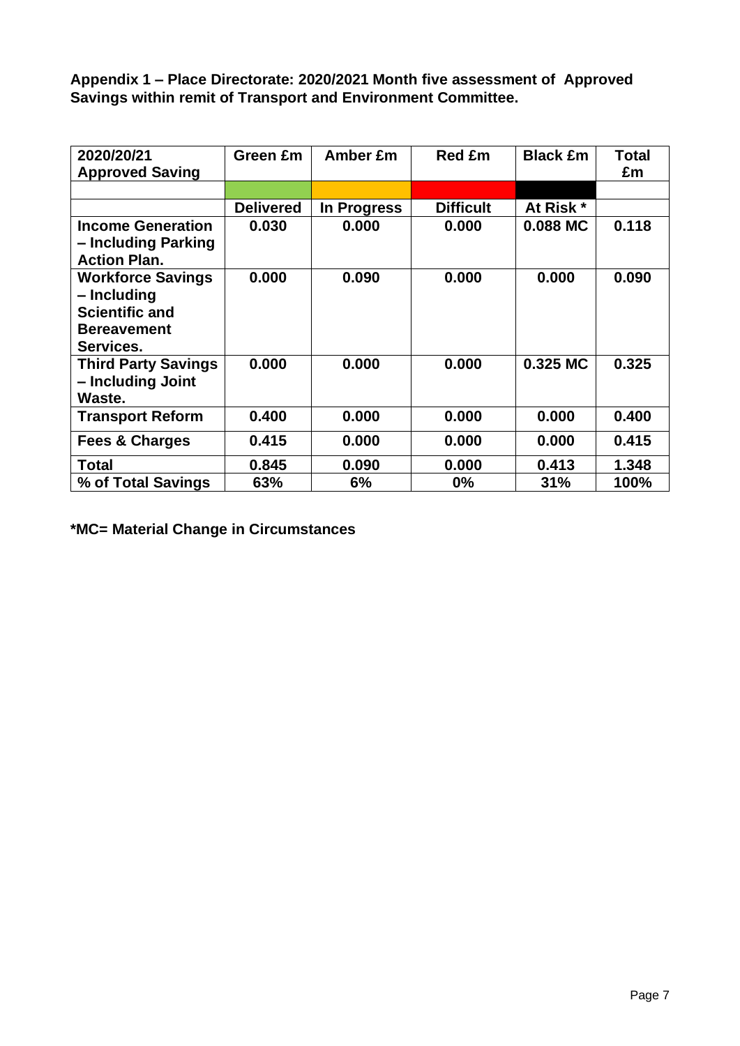**Appendix 1 – Place Directorate: 2020/2021 Month five assessment of Approved Savings within remit of Transport and Environment Committee.**

| 2020/20/21 Approved Saving | Green £m | Amber £m | Red £m | Black £m | Total £m |
|---|---|---|---|---|---|
| | | | | | |
| | **Delivered** | **In Progress** | **Difficult** | **At Risk *** | |
| **Income Generation – Including Parking Action Plan.** | **0.030** | **0.000** | **0.000** | **0.088 MC** | **0.118** |
| **Workforce Savings – Including Scientific and Bereavement Services.** | **0.000** | **0.090** | **0.000** | **0.000** | **0.090** |
| **Third Party Savings – Including Joint Waste.** | **0.000** | **0.000** | **0.000** | **0.325 MC** | **0.325** |
| **Transport Reform** | **0.400** | **0.000** | **0.000** | **0.000** | **0.400** |
| **Fees & Charges** | **0.415** | **0.000** | **0.000** | **0.000** | **0.415** |
| **Total** | **0.845** | **0.090** | **0.000** | **0.413** | **1.348** |
| **% of Total Savings** | **63%** | **6%** | **0%** | **31%** | **100%** |

***MC= Material Change in Circumstances**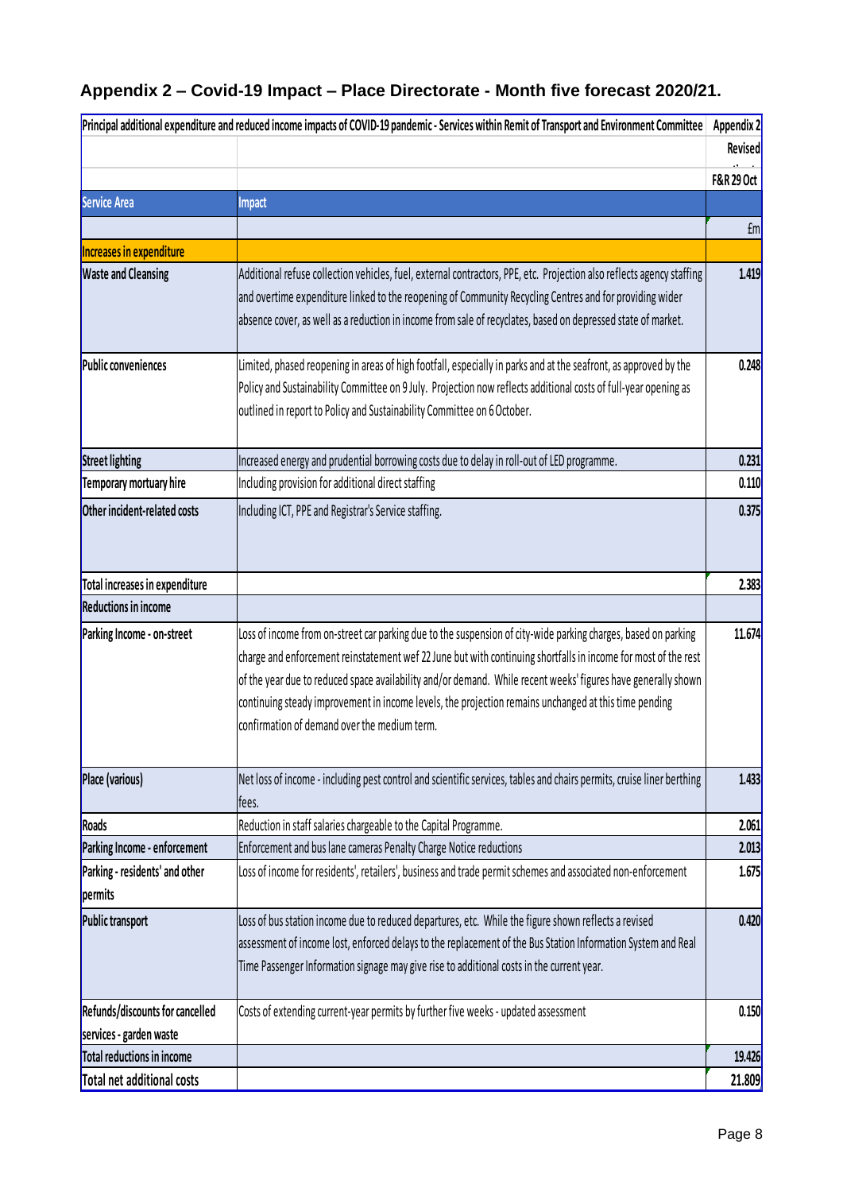## Appendix 2 – Covid-19 Impact – Place Directorate - Month five forecast 2020/21.

| Principal additional expenditure and reduced income impacts of COVID-19 pandemic - Services within Remit of Transport and Environment Committee | | Appendix 2 |
|---|---|---|
| | | Revised |
| | | F&R 29 Oct |
| **Service Area** | **Impact** | |
| | | £m |
| **Increases in expenditure** | | |
| **Waste and Cleansing** | Additional refuse collection vehicles, fuel, external contractors, PPE, etc. Projection also reflects agency staffing and overtime expenditure linked to the reopening of Community Recycling Centres and for providing wider absence cover, as well as a reduction in income from sale of recyclates, based on depressed state of market. | 1.419 |
| **Public conveniences** | Limited, phased reopening in areas of high footfall, especially in parks and at the seafront, as approved by the Policy and Sustainability Committee on 9 July. Projection now reflects additional costs of full-year opening as outlined in report to Policy and Sustainability Committee on 6 October. | 0.248 |
| **Street lighting** | Increased energy and prudential borrowing costs due to delay in roll-out of LED programme. | 0.231 |
| **Temporary mortuary hire** | Including provision for additional direct staffing | 0.110 |
| **Other incident-related costs** | Including ICT, PPE and Registrar's Service staffing. | 0.375 |
| **Total increases in expenditure** | | 2.383 |
| **Reductions in income** | | |
| **Parking Income - on-street** | Loss of income from on-street car parking due to the suspension of city-wide parking charges, based on parking charge and enforcement reinstatement wef 22 June but with continuing shortfalls in income for most of the rest of the year due to reduced space availability and/or demand. While recent weeks' figures have generally shown continuing steady improvement in income levels, the projection remains unchanged at this time pending confirmation of demand over the medium term. | 11.674 |
| **Place (various)** | Net loss of income - including pest control and scientific services, tables and chairs permits, cruise liner berthing fees. | 1.433 |
| **Roads** | Reduction in staff salaries chargeable to the Capital Programme. | 2.061 |
| **Parking Income - enforcement** | Enforcement and bus lane cameras Penalty Charge Notice reductions | 2.013 |
| **Parking - residents' and other permits** | Loss of income for residents', retailers', business and trade permit schemes and associated non-enforcement | 1.675 |
| **Public transport** | Loss of bus station income due to reduced departures, etc. While the figure shown reflects a revised assessment of income lost, enforced delays to the replacement of the Bus Station Information System and Real Time Passenger Information signage may give rise to additional costs in the current year. | 0.420 |
| **Refunds/discounts for cancelled services - garden waste** | Costs of extending current-year permits by further five weeks - updated assessment | 0.150 |
| **Total reductions in income** | | 19.426 |
| **Total net additional costs** | | 21.809 |